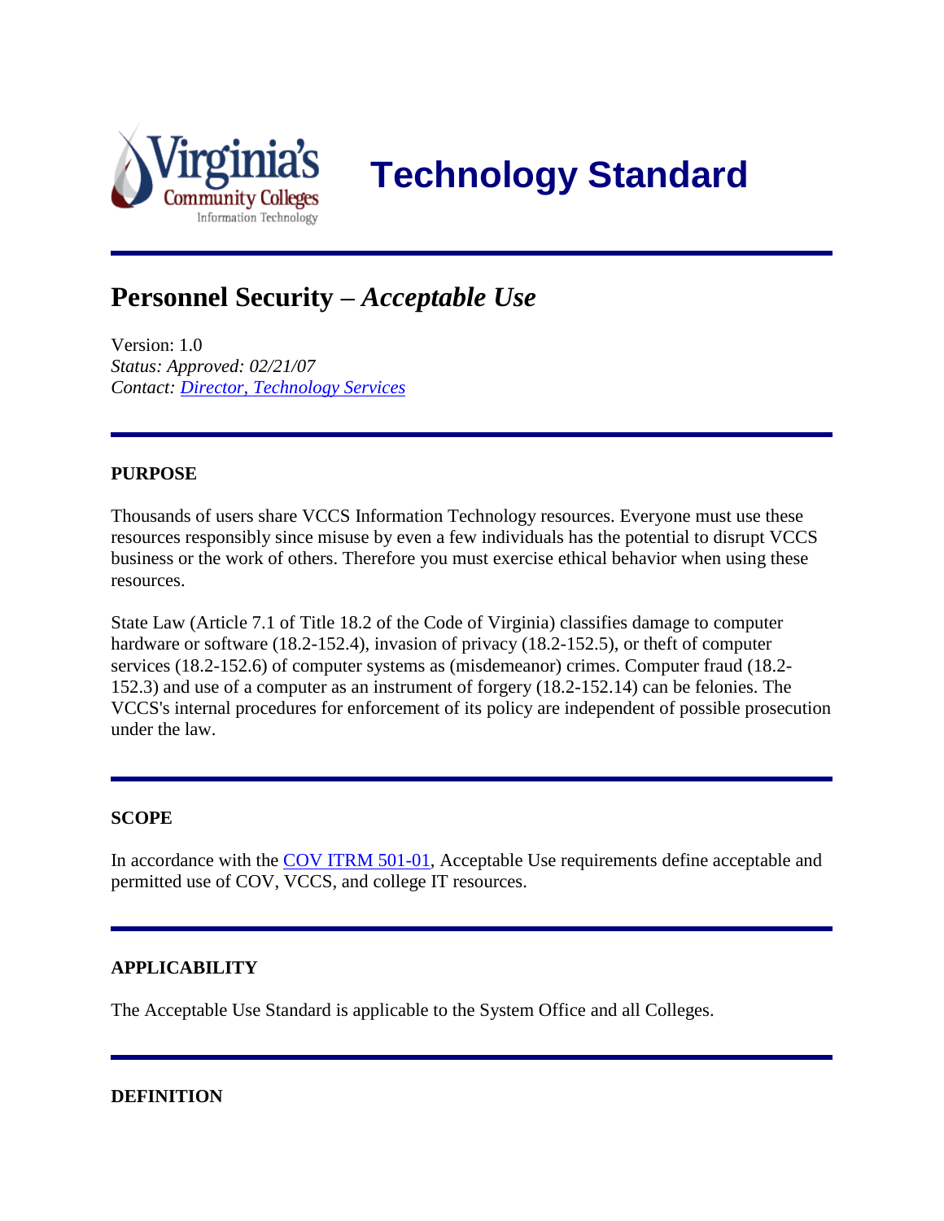# Technology Standard

## Personnel Security – *Acceptable Use*

Version: 1.0
*Status: Approved: 02/21/07*
*Contact: Director, Technology Services*

---

**PURPOSE**

Thousands of users share VCCS Information Technology resources. Everyone must use these resources responsibly since misuse by even a few individuals has the potential to disrupt VCCS business or the work of others. Therefore you must exercise ethical behavior when using these resources.

State Law (Article 7.1 of Title 18.2 of the Code of Virginia) classifies damage to computer hardware or software (18.2-152.4), invasion of privacy (18.2-152.5), or theft of computer services (18.2-152.6) of computer systems as (misdemeanor) crimes. Computer fraud (18.2-152.3) and use of a computer as an instrument of forgery (18.2-152.14) can be felonies. The VCCS's internal procedures for enforcement of its policy are independent of possible prosecution under the law.

---

**SCOPE**

In accordance with the COV ITRM 501-01, Acceptable Use requirements define acceptable and permitted use of COV, VCCS, and college IT resources.

---

**APPLICABILITY**

The Acceptable Use Standard is applicable to the System Office and all Colleges.

---

**DEFINITION**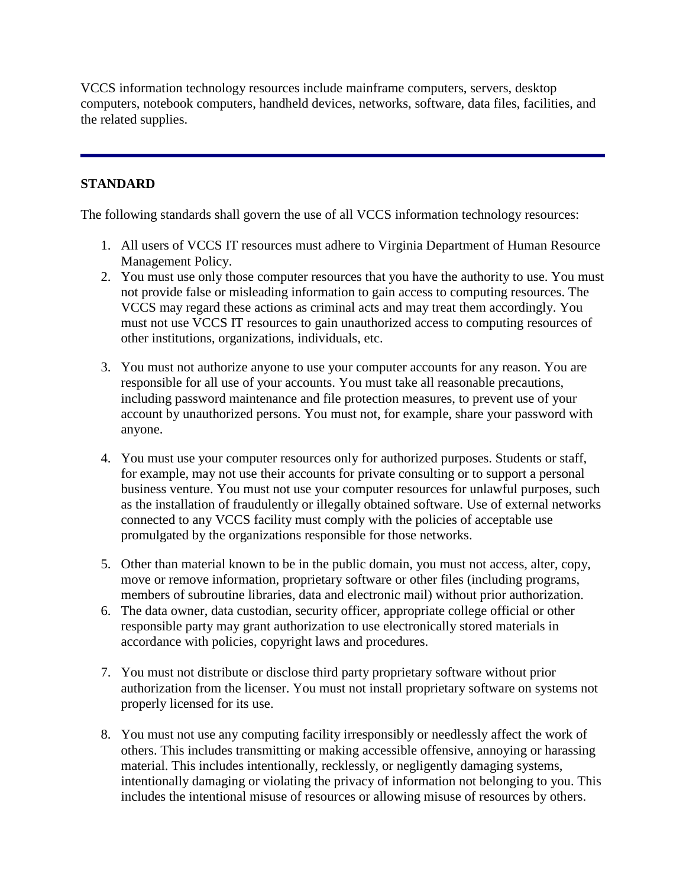VCCS information technology resources include mainframe computers, servers, desktop computers, notebook computers, handheld devices, networks, software, data files, facilities, and the related supplies.

---

## STANDARD

The following standards shall govern the use of all VCCS information technology resources:

1. All users of VCCS IT resources must adhere to Virginia Department of Human Resource Management Policy.
2. You must use only those computer resources that you have the authority to use. You must not provide false or misleading information to gain access to computing resources. The VCCS may regard these actions as criminal acts and may treat them accordingly. You must not use VCCS IT resources to gain unauthorized access to computing resources of other institutions, organizations, individuals, etc.
3. You must not authorize anyone to use your computer accounts for any reason. You are responsible for all use of your accounts. You must take all reasonable precautions, including password maintenance and file protection measures, to prevent use of your account by unauthorized persons. You must not, for example, share your password with anyone.
4. You must use your computer resources only for authorized purposes. Students or staff, for example, may not use their accounts for private consulting or to support a personal business venture. You must not use your computer resources for unlawful purposes, such as the installation of fraudulently or illegally obtained software. Use of external networks connected to any VCCS facility must comply with the policies of acceptable use promulgated by the organizations responsible for those networks.
5. Other than material known to be in the public domain, you must not access, alter, copy, move or remove information, proprietary software or other files (including programs, members of subroutine libraries, data and electronic mail) without prior authorization.
6. The data owner, data custodian, security officer, appropriate college official or other responsible party may grant authorization to use electronically stored materials in accordance with policies, copyright laws and procedures.
7. You must not distribute or disclose third party proprietary software without prior authorization from the licenser. You must not install proprietary software on systems not properly licensed for its use.
8. You must not use any computing facility irresponsibly or needlessly affect the work of others. This includes transmitting or making accessible offensive, annoying or harassing material. This includes intentionally, recklessly, or negligently damaging systems, intentionally damaging or violating the privacy of information not belonging to you. This includes the intentional misuse of resources or allowing misuse of resources by others.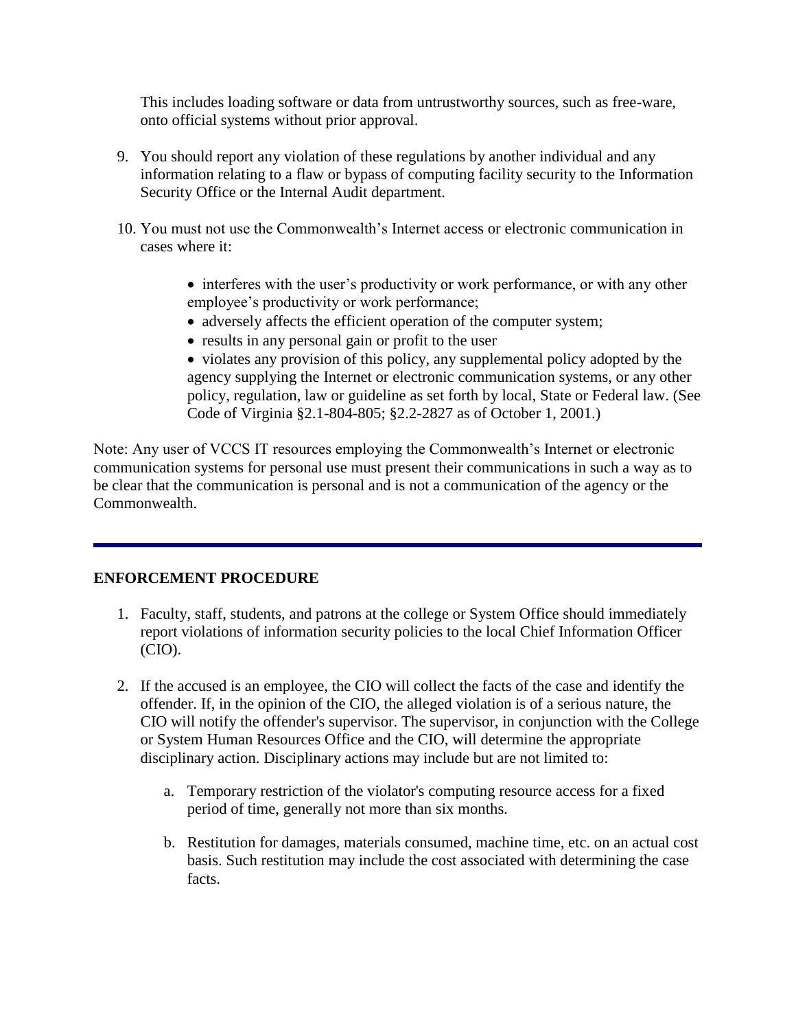This includes loading software or data from untrustworthy sources, such as free-ware, onto official systems without prior approval.

9. You should report any violation of these regulations by another individual and any information relating to a flaw or bypass of computing facility security to the Information Security Office or the Internal Audit department.

10. You must not use the Commonwealth's Internet access or electronic communication in cases where it:

    - interferes with the user's productivity or work performance, or with any other employee's productivity or work performance;
    - adversely affects the efficient operation of the computer system;
    - results in any personal gain or profit to the user
    - violates any provision of this policy, any supplemental policy adopted by the agency supplying the Internet or electronic communication systems, or any other policy, regulation, law or guideline as set forth by local, State or Federal law. (See Code of Virginia §2.1-804-805; §2.2-2827 as of October 1, 2001.)

Note: Any user of VCCS IT resources employing the Commonwealth's Internet or electronic communication systems for personal use must present their communications in such a way as to be clear that the communication is personal and is not a communication of the agency or the Commonwealth.

---

**ENFORCEMENT PROCEDURE**

1. Faculty, staff, students, and patrons at the college or System Office should immediately report violations of information security policies to the local Chief Information Officer (CIO).

2. If the accused is an employee, the CIO will collect the facts of the case and identify the offender. If, in the opinion of the CIO, the alleged violation is of a serious nature, the CIO will notify the offender's supervisor. The supervisor, in conjunction with the College or System Human Resources Office and the CIO, will determine the appropriate disciplinary action. Disciplinary actions may include but are not limited to:

    a. Temporary restriction of the violator's computing resource access for a fixed period of time, generally not more than six months.

    b. Restitution for damages, materials consumed, machine time, etc. on an actual cost basis. Such restitution may include the cost associated with determining the case facts.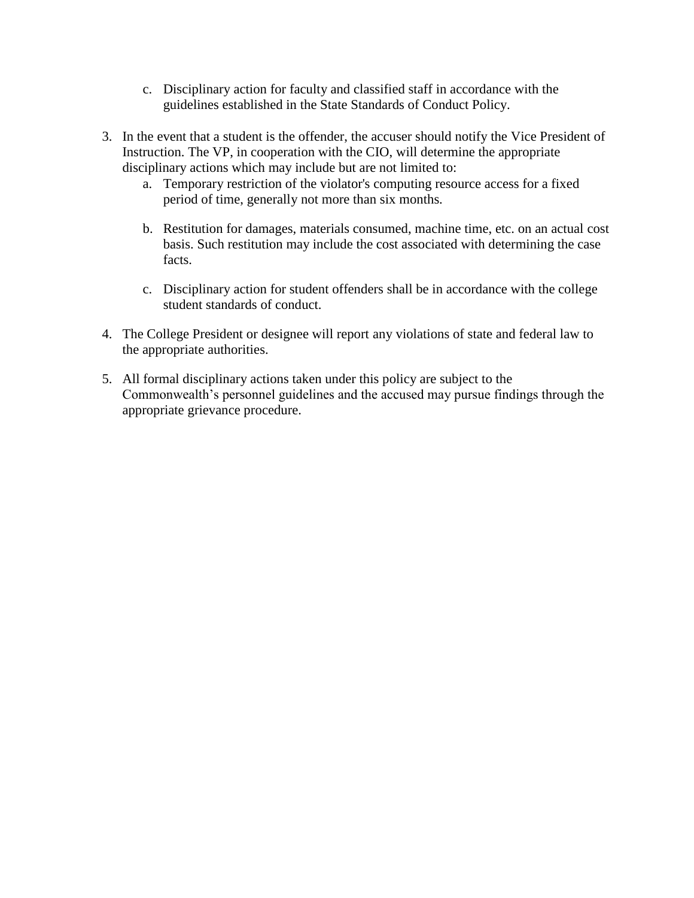c. Disciplinary action for faculty and classified staff in accordance with the guidelines established in the State Standards of Conduct Policy.

3. In the event that a student is the offender, the accuser should notify the Vice President of Instruction. The VP, in cooperation with the CIO, will determine the appropriate disciplinary actions which may include but are not limited to:
    a. Temporary restriction of the violator's computing resource access for a fixed period of time, generally not more than six months.

    b. Restitution for damages, materials consumed, machine time, etc. on an actual cost basis. Such restitution may include the cost associated with determining the case facts.

    c. Disciplinary action for student offenders shall be in accordance with the college student standards of conduct.

4. The College President or designee will report any violations of state and federal law to the appropriate authorities.

5. All formal disciplinary actions taken under this policy are subject to the Commonwealth's personnel guidelines and the accused may pursue findings through the appropriate grievance procedure.